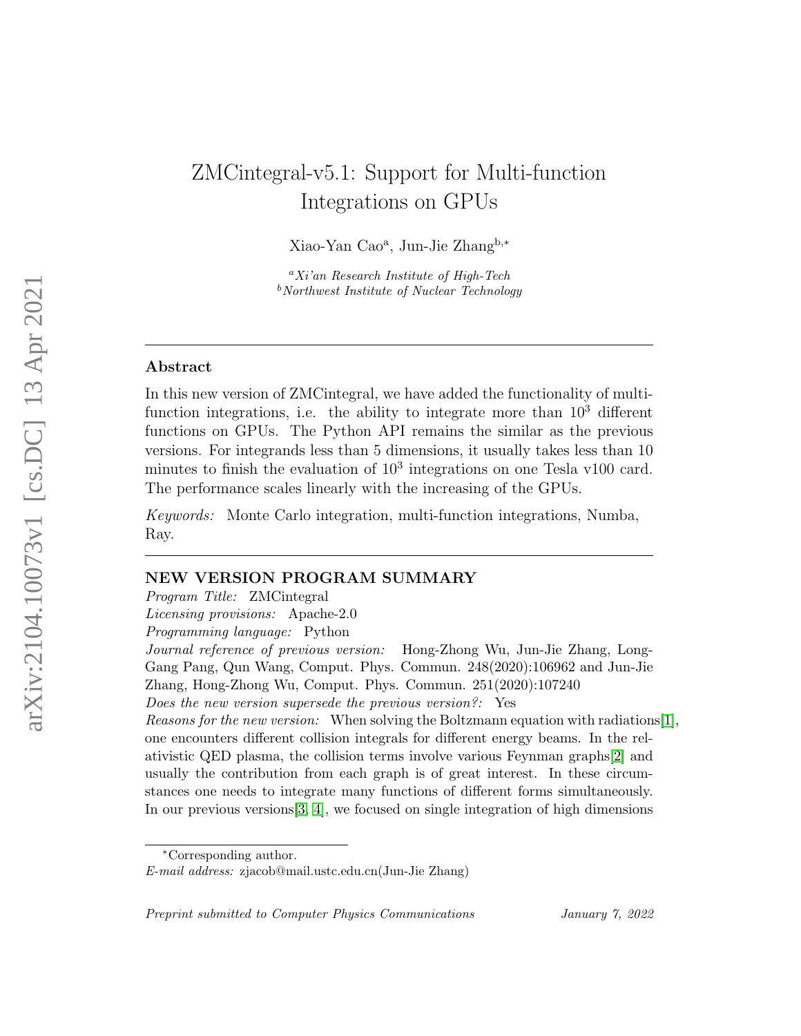# ZMCintegral-v5.1: Support for Multi-function Integrations on GPUs

Xiao-Yan Cao[a], Jun-Jie Zhang[b,*]

[a] *Xi'an Research Institute of High-Tech*
[b] *Northwest Institute of Nuclear Technology*

## Abstract

In this new version of ZMCintegral, we have added the functionality of multi-function integrations, i.e. the ability to integrate more than $10^3$ different functions on GPUs. The Python API remains the similar as the previous versions. For integrands less than 5 dimensions, it usually takes less than 10 minutes to finish the evaluation of $10^3$ integrations on one Tesla v100 card. The performance scales linearly with the increasing of the GPUs.

*Keywords:* Monte Carlo integration, multi-function integrations, Numba, Ray.

## NEW VERSION PROGRAM SUMMARY

*Program Title:* ZMCintegral
*Licensing provisions:* Apache-2.0
*Programming language:* Python
*Journal reference of previous version:* Hong-Zhong Wu, Jun-Jie Zhang, Long-Gang Pang, Qun Wang, Comput. Phys. Commun. 248(2020):106962 and Jun-Jie Zhang, Hong-Zhong Wu, Comput. Phys. Commun. 251(2020):107240
*Does the new version supersede the previous version?:* Yes
*Reasons for the new version:* When solving the Boltzmann equation with radiations[1], one encounters different collision integrals for different energy beams. In the relativistic QED plasma, the collision terms involve various Feynman graphs[2] and usually the contribution from each graph is of great interest. In these circumstances one needs to integrate many functions of different forms simultaneously. In our previous versions[3, 4], we focused on single integration of high dimensions

*Corresponding author.
*E-mail address:* zjacob@mail.ustc.edu.cn(Jun-Jie Zhang)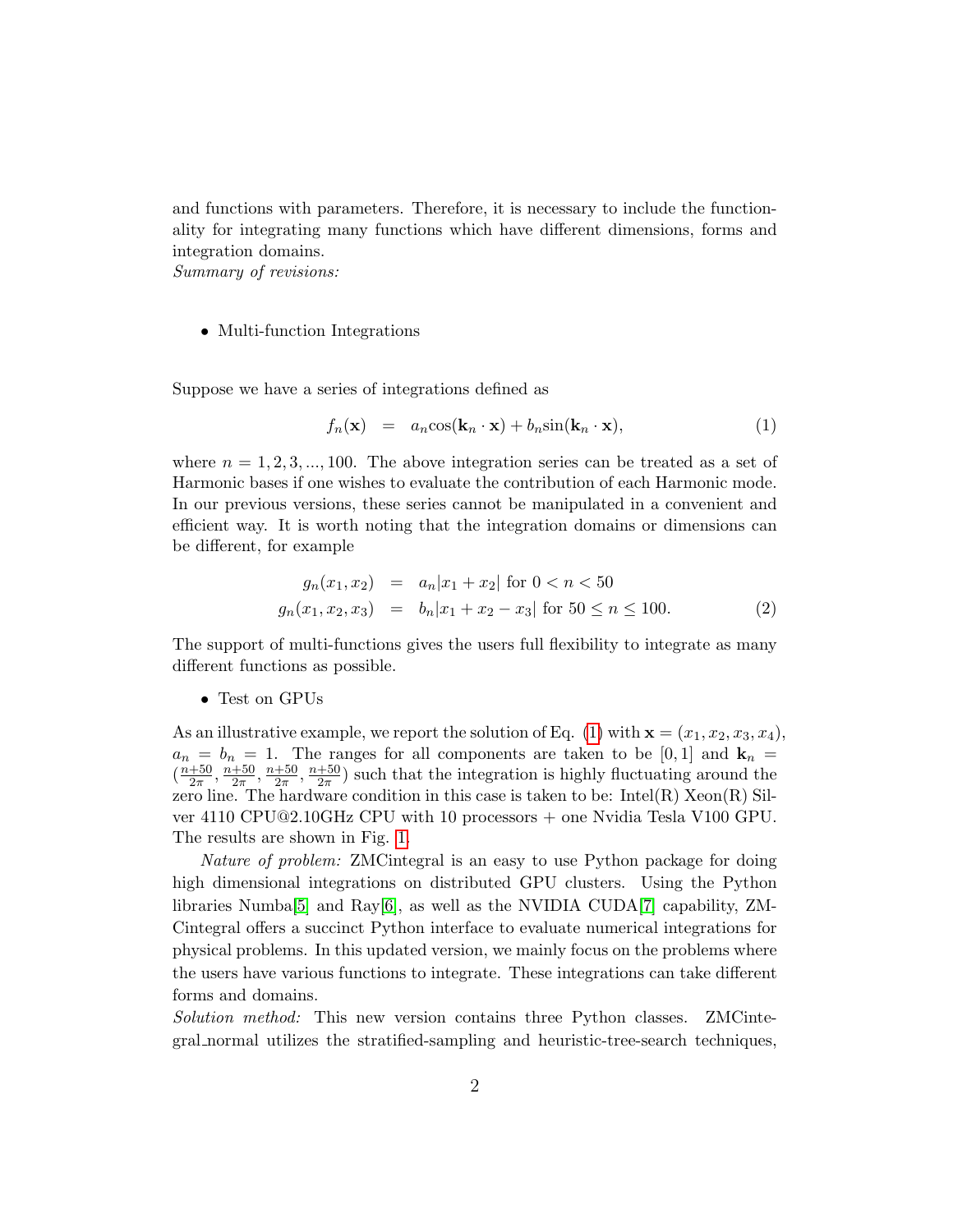and functions with parameters. Therefore, it is necessary to include the functionality for integrating many functions which have different dimensions, forms and integration domains.

*Summary of revisions:*

- Multi-function Integrations

Suppose we have a series of integrations defined as

$$f_n(\mathbf{x}) = a_n \cos(\mathbf{k}_n \cdot \mathbf{x}) + b_n \sin(\mathbf{k}_n \cdot \mathbf{x}), \tag{1}$$

where $n = 1, 2, 3, ..., 100$. The above integration series can be treated as a set of Harmonic bases if one wishes to evaluate the contribution of each Harmonic mode. In our previous versions, these series cannot be manipulated in a convenient and efficient way. It is worth noting that the integration domains or dimensions can be different, for example

$$\begin{aligned} g_n(x_1, x_2) &= a_n |x_1 + x_2| \text{ for } 0 < n < 50 \\ g_n(x_1, x_2, x_3) &= b_n |x_1 + x_2 - x_3| \text{ for } 50 \leq n \leq 100. \end{aligned} \tag{2}$$

The support of multi-functions gives the users full flexibility to integrate as many different functions as possible.

- Test on GPUs

As an illustrative example, we report the solution of Eq. (1) with $\mathbf{x} = (x_1, x_2, x_3, x_4)$, $a_n = b_n = 1$. The ranges for all components are taken to be $[0, 1]$ and $\mathbf{k}_n = (\frac{n+50}{2\pi}, \frac{n+50}{2\pi}, \frac{n+50}{2\pi}, \frac{n+50}{2\pi})$ such that the integration is highly fluctuating around the zero line. The hardware condition in this case is taken to be: Intel(R) Xeon(R) Silver 4110 CPU@2.10GHz CPU with 10 processors + one Nvidia Tesla V100 GPU. The results are shown in Fig. 1.

*Nature of problem:* ZMCintegral is an easy to use Python package for doing high dimensional integrations on distributed GPU clusters. Using the Python libraries Numba[5] and Ray[6], as well as the NVIDIA CUDA[7] capability, ZMCintegral offers a succinct Python interface to evaluate numerical integrations for physical problems. In this updated version, we mainly focus on the problems where the users have various functions to integrate. These integrations can take different forms and domains.

*Solution method:* This new version contains three Python classes. ZMCintegral_normal utilizes the stratified-sampling and heuristic-tree-search techniques,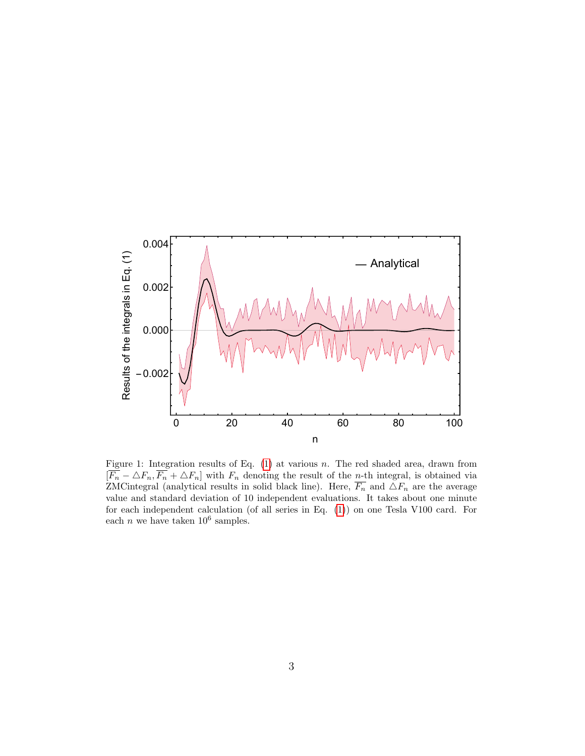Figure 1: Integration results of Eq. (1) at various $n$. The red shaded area, drawn from $[\overline{F_n} - \triangle F_n, \overline{F_n} + \triangle F_n]$ with $F_n$ denoting the result of the $n$-th integral, is obtained via ZMCintegral (analytical results in solid black line). Here, $\overline{F_n}$ and $\triangle F_n$ are the average value and standard deviation of 10 independent evaluations. It takes about one minute for each independent calculation (of all series in Eq. (1)) on one Tesla V100 card. For each $n$ we have taken $10^6$ samples.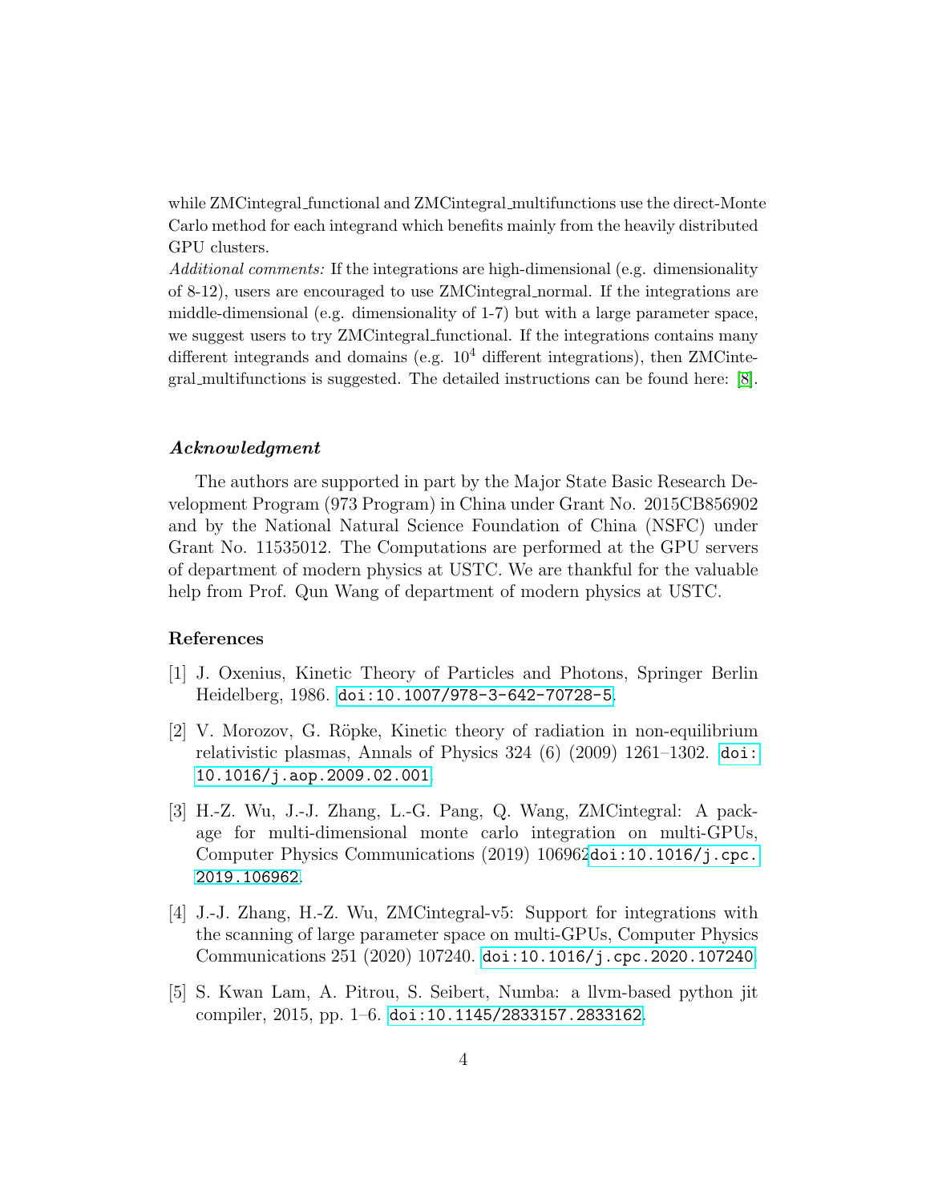while ZMCintegral_functional and ZMCintegral_multifunctions use the direct-Monte Carlo method for each integrand which benefits mainly from the heavily distributed GPU clusters.

*Additional comments:* If the integrations are high-dimensional (e.g. dimensionality of 8-12), users are encouraged to use ZMCintegral_normal. If the integrations are middle-dimensional (e.g. dimensionality of 1-7) but with a large parameter space, we suggest users to try ZMCintegral_functional. If the integrations contains many different integrands and domains (e.g. $10^4$ different integrations), then ZMCintegral_multifunctions is suggested. The detailed instructions can be found here: [8].

### *Acknowledgment*

The authors are supported in part by the Major State Basic Research Development Program (973 Program) in China under Grant No. 2015CB856902 and by the National Natural Science Foundation of China (NSFC) under Grant No. 11535012. The Computations are performed at the GPU servers of department of modern physics at USTC. We are thankful for the valuable help from Prof. Qun Wang of department of modern physics at USTC.

## References

[1] J. Oxenius, Kinetic Theory of Particles and Photons, Springer Berlin Heidelberg, 1986. doi:10.1007/978-3-642-70728-5.

[2] V. Morozov, G. Röpke, Kinetic theory of radiation in non-equilibrium relativistic plasmas, Annals of Physics 324 (6) (2009) 1261–1302. doi:10.1016/j.aop.2009.02.001.

[3] H.-Z. Wu, J.-J. Zhang, L.-G. Pang, Q. Wang, ZMCintegral: A package for multi-dimensional monte carlo integration on multi-GPUs, Computer Physics Communications (2019) 106962doi:10.1016/j.cpc.2019.106962.

[4] J.-J. Zhang, H.-Z. Wu, ZMCintegral-v5: Support for integrations with the scanning of large parameter space on multi-GPUs, Computer Physics Communications 251 (2020) 107240. doi:10.1016/j.cpc.2020.107240.

[5] S. Kwan Lam, A. Pitrou, S. Seibert, Numba: a llvm-based python jit compiler, 2015, pp. 1–6. doi:10.1145/2833157.2833162.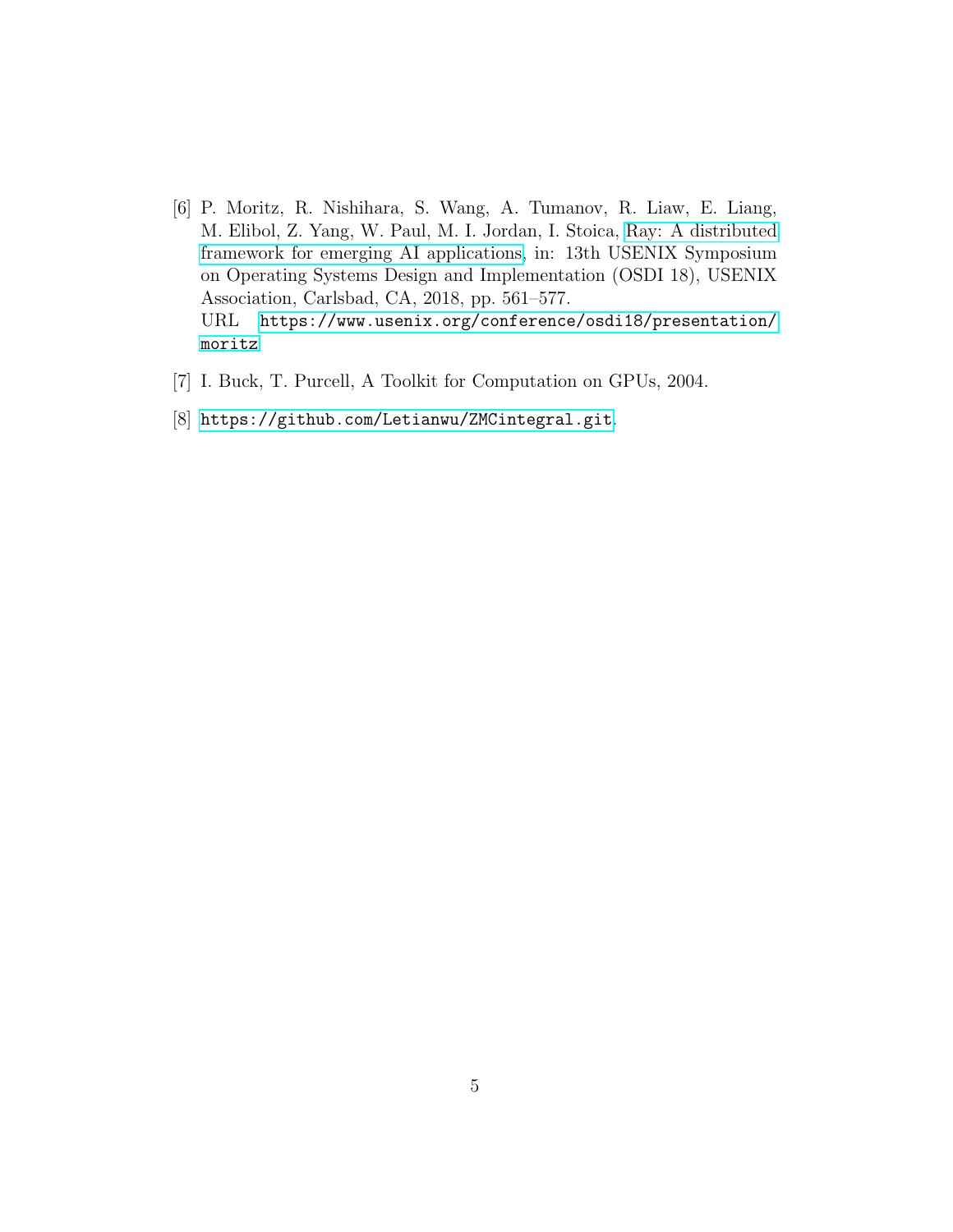[6] P. Moritz, R. Nishihara, S. Wang, A. Tumanov, R. Liaw, E. Liang, M. Elibol, Z. Yang, W. Paul, M. I. Jordan, I. Stoica, Ray: A distributed framework for emerging AI applications, in: 13th USENIX Symposium on Operating Systems Design and Implementation (OSDI 18), USENIX Association, Carlsbad, CA, 2018, pp. 561–577.
URL https://www.usenix.org/conference/osdi18/presentation/moritz

[7] I. Buck, T. Purcell, A Toolkit for Computation on GPUs, 2004.

[8] https://github.com/Letianwu/ZMCintegral.git.